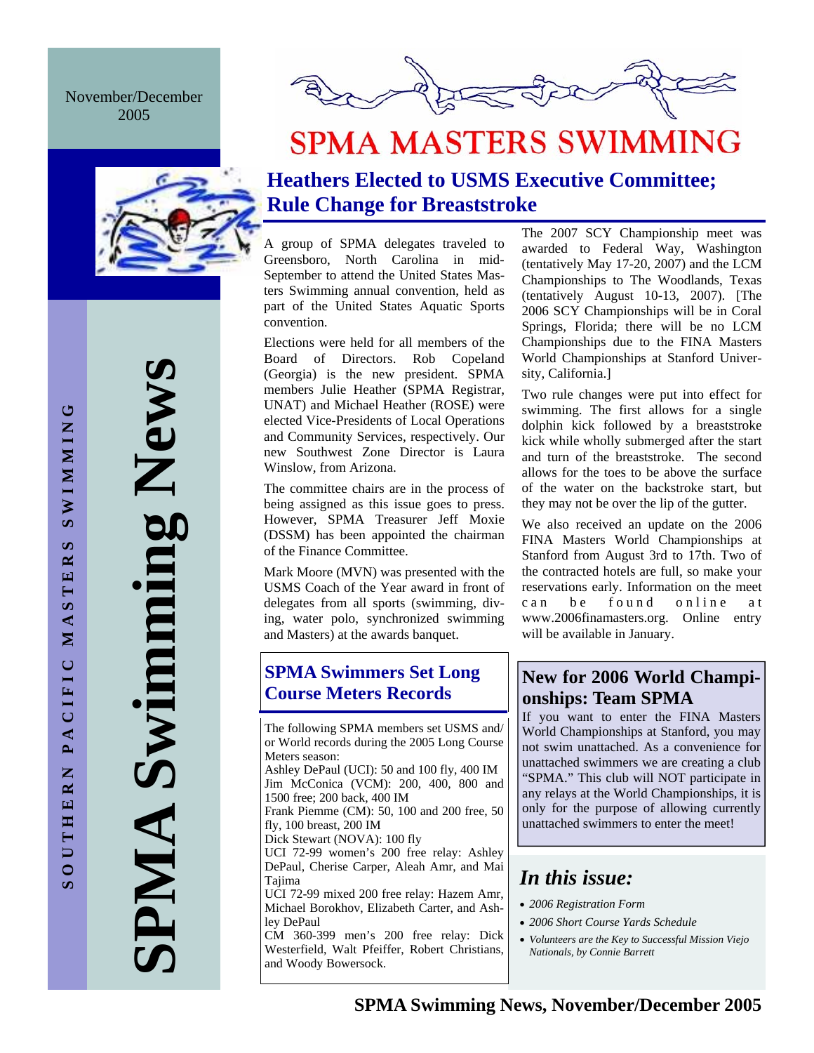November/December 2005

# SPMA Swimming News

SOUTHERN PACIFIC MASTERS SWIMMING

# SPMA MASTERS SWIMMING

## Heathers Elected to USMS Executive Committee; Rule Change for Breaststroke

A group of SPMA delegates traveled to Greensboro, North Carolina in mid-September to attend the United States Masters Swimming annual convention, held as part of the United States Aquatic Sports convention.

Elections were held for all members of the Board of Directors. Rob Copeland (Georgia) is the new president. SPMA members Julie Heather (SPMA Registrar, UNAT) and Michael Heather (ROSE) were elected Vice-Presidents of Local Operations and Community Services, respectively. Our new Southwest Zone Director is Laura Winslow, from Arizona.

The committee chairs are in the process of being assigned as this issue goes to press. However, SPMA Treasurer Jeff Moxie (DSSM) has been appointed the chairman of the Finance Committee.

Mark Moore (MVN) was presented with the USMS Coach of the Year award in front of delegates from all sports (swimming, diving, water polo, synchronized swimming and Masters) at the awards banquet.

The 2007 SCY Championship meet was awarded to Federal Way, Washington (tentatively May 17-20, 2007) and the LCM Championships to The Woodlands, Texas (tentatively August 10-13, 2007). [The 2006 SCY Championships will be in Coral Springs, Florida; there will be no LCM Championships due to the FINA Masters World Championships at Stanford University, California.]

Two rule changes were put into effect for swimming. The first allows for a single dolphin kick followed by a breaststroke kick while wholly submerged after the start and turn of the breaststroke. The second allows for the toes to be above the surface of the water on the backstroke start, but they may not be over the lip of the gutter.

We also received an update on the 2006 FINA Masters World Championships at Stanford from August 3rd to 17th. Two of the contracted hotels are full, so make your reservations early. Information on the meet can be found online at www.2006finamasters.org. Online entry will be available in January.

## SPMA Swimmers Set Long Course Meters Records

The following SPMA members set USMS and/or World records during the 2005 Long Course Meters season:

Ashley DePaul (UCI): 50 and 100 fly, 400 IM
Jim McConica (VCM): 200, 400, 800 and 1500 free; 200 back, 400 IM
Frank Piemme (CM): 50, 100 and 200 free, 50 fly, 100 breast, 200 IM
Dick Stewart (NOVA): 100 fly
UCI 72-99 women's 200 free relay: Ashley DePaul, Cherise Carper, Aleah Amr, and Mai Tajima
UCI 72-99 mixed 200 free relay: Hazem Amr, Michael Borokhov, Elizabeth Carter, and Ashley DePaul
CM 360-399 men's 200 free relay: Dick Westerfield, Walt Pfeiffer, Robert Christians, and Woody Bowersock.

## New for 2006 World Championships: Team SPMA

If you want to enter the FINA Masters World Championships at Stanford, you may not swim unattached. As a convenience for unattached swimmers we are creating a club "SPMA." This club will NOT participate in any relays at the World Championships, it is only for the purpose of allowing currently unattached swimmers to enter the meet!

## *In this issue:*

- *2006 Registration Form*
- *2006 Short Course Yards Schedule*
- *Volunteers are the Key to Successful Mission Viejo Nationals, by Connie Barrett*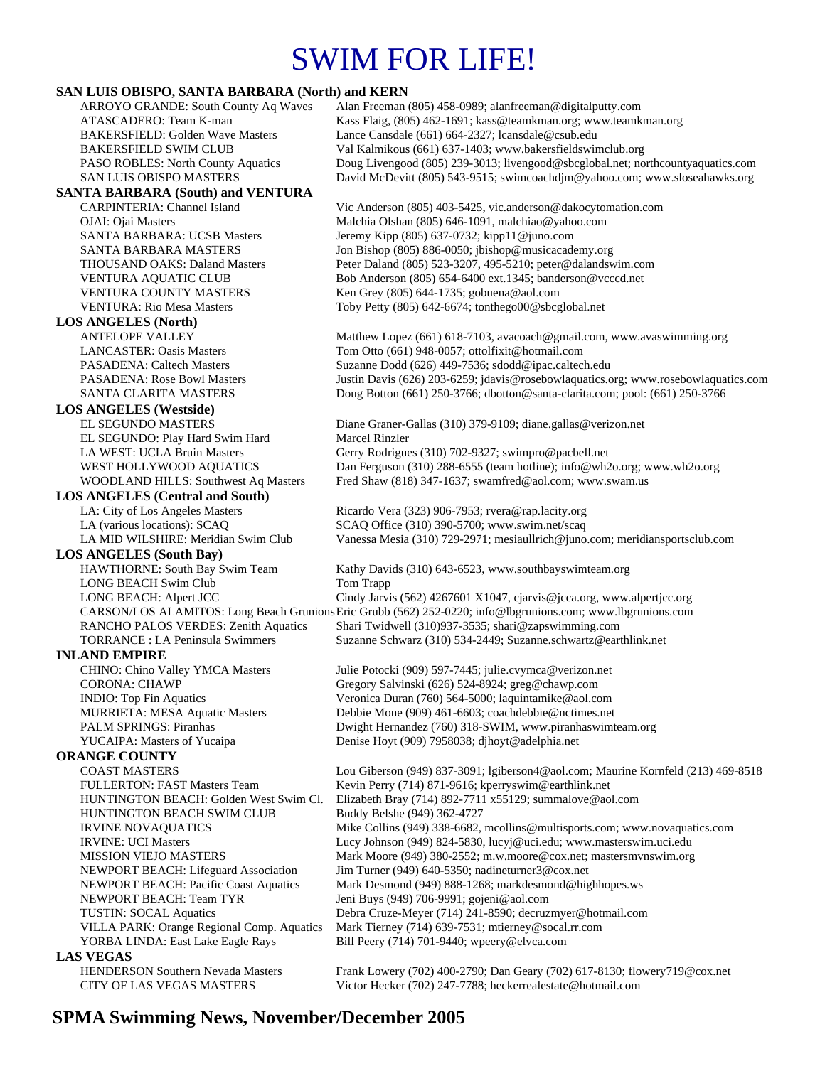# SWIM FOR LIFE!

**SAN LUIS OBISPO, SANTA BARBARA (North) and KERN**

| | |
|---|---|
| ARROYO GRANDE: South County Aq Waves | Alan Freeman (805) 458-0989; alanfreeman@digitalputty.com |
| ATASCADERO: Team K-man | Kass Flaig, (805) 462-1691; kass@teamkman.org; www.teamkman.org |
| BAKERSFIELD: Golden Wave Masters | Lance Cansdale (661) 664-2327; lcansdale@csub.edu |
| BAKERSFIELD SWIM CLUB | Val Kalmikous (661) 637-1403; www.bakersfieldswimclub.org |
| PASO ROBLES: North County Aquatics | Doug Livengood (805) 239-3013; livengood@sbcglobal.net; northcountyaquatics.com |
| SAN LUIS OBISPO MASTERS | David McDevitt (805) 543-9515; swimcoachdjm@yahoo.com; www.sloseahawks.org |

**SANTA BARBARA (South) and VENTURA**

| | |
|---|---|
| CARPINTERIA: Channel Island | Vic Anderson (805) 403-5425, vic.anderson@dakocytomation.com |
| OJAI: Ojai Masters | Malchia Olshan (805) 646-1091, malchiao@yahoo.com |
| SANTA BARBARA: UCSB Masters | Jeremy Kipp (805) 637-0732; kipp11@juno.com |
| SANTA BARBARA MASTERS | Jon Bishop (805) 886-0050; jbishop@musicacademy.org |
| THOUSAND OAKS: Daland Masters | Peter Daland (805) 523-3207, 495-5210; peter@dalandswim.com |
| VENTURA AQUATIC CLUB | Bob Anderson (805) 654-6400 ext.1345; banderson@vcccd.net |
| VENTURA COUNTY MASTERS | Ken Grey (805) 644-1735; gobuena@aol.com |
| VENTURA: Rio Mesa Masters | Toby Petty (805) 642-6674; tonthego00@sbcglobal.net |

**LOS ANGELES (North)**

| | |
|---|---|
| ANTELOPE VALLEY | Matthew Lopez (661) 618-7103, avacoach@gmail.com, www.avaswimming.org |
| LANCASTER: Oasis Masters | Tom Otto (661) 948-0057; ottolfixit@hotmail.com |
| PASADENA: Caltech Masters | Suzanne Dodd (626) 449-7536; sdodd@ipac.caltech.edu |
| PASADENA: Rose Bowl Masters | Justin Davis (626) 203-6259; jdavis@rosebowlaquatics.org; www.rosebowlaquatics.com |
| SANTA CLARITA MASTERS | Doug Botton (661) 250-3766; dbotton@santa-clarita.com; pool: (661) 250-3766 |

**LOS ANGELES (Westside)**

| | |
|---|---|
| EL SEGUNDO MASTERS | Diane Graner-Gallas (310) 379-9109; diane.gallas@verizon.net |
| EL SEGUNDO: Play Hard Swim Hard | Marcel Rinzler |
| LA WEST: UCLA Bruin Masters | Gerry Rodrigues (310) 702-9327; swimpro@pacbell.net |
| WEST HOLLYWOOD AQUATICS | Dan Ferguson (310) 288-6555 (team hotline); info@wh2o.org; www.wh2o.org |
| WOODLAND HILLS: Southwest Aq Masters | Fred Shaw (818) 347-1637; swamfred@aol.com; www.swam.us |

**LOS ANGELES (Central and South)**

| | |
|---|---|
| LA: City of Los Angeles Masters | Ricardo Vera (323) 906-7953; rvera@rap.lacity.org |
| LA (various locations): SCAQ | SCAQ Office (310) 390-5700; www.swim.net/scaq |
| LA MID WILSHIRE: Meridian Swim Club | Vanessa Mesia (310) 729-2971; mesiaullrich@juno.com; meridiansportsclub.com |

**LOS ANGELES (South Bay)**

| | |
|---|---|
| HAWTHORNE: South Bay Swim Team | Kathy Davids (310) 643-6523, www.southbayswimteam.org |
| LONG BEACH Swim Club | Tom Trapp |
| LONG BEACH: Alpert JCC | Cindy Jarvis (562) 4267601 X1047, cjarvis@jcca.org, www.alpertjcc.org |
| CARSON/LOS ALAMITOS: Long Beach Grunions | Eric Grubb (562) 252-0220; info@lbgrunions.com; www.lbgrunions.com |
| RANCHO PALOS VERDES: Zenith Aquatics | Shari Twidwell (310)937-3535; shari@zapswimming.com |
| TORRANCE : LA Peninsula Swimmers | Suzanne Schwarz (310) 534-2449; Suzanne.schwartz@earthlink.net |

**INLAND EMPIRE**

| | |
|---|---|
| CHINO: Chino Valley YMCA Masters | Julie Potocki (909) 597-7445; julie.cvymca@verizon.net |
| CORONA: CHAWP | Gregory Salvinski (626) 524-8924; greg@chawp.com |
| INDIO: Top Fin Aquatics | Veronica Duran (760) 564-5000; laquintamike@aol.com |
| MURRIETA: MESA Aquatic Masters | Debbie Mone (909) 461-6603; coachdebbie@nctimes.net |
| PALM SPRINGS: Piranhas | Dwight Hernandez (760) 318-SWIM, www.piranhaswimteam.org |
| YUCAIPA: Masters of Yucaipa | Denise Hoyt (909) 7958038; djhoyt@adelphia.net |

**ORANGE COUNTY**

| | |
|---|---|
| COAST MASTERS | Lou Giberson (949) 837-3091; lgiberson4@aol.com; Maurine Kornfeld (213) 469-8518 |
| FULLERTON: FAST Masters Team | Kevin Perry (714) 871-9616; kperryswim@earthlink.net |
| HUNTINGTON BEACH: Golden West Swim Cl. | Elizabeth Bray (714) 892-7711 x55129; summalove@aol.com |
| HUNTINGTON BEACH SWIM CLUB | Buddy Belshe (949) 362-4727 |
| IRVINE NOVAQUATICS | Mike Collins (949) 338-6682, mcollins@multisports.com; www.novaquatics.com |
| IRVINE: UCI Masters | Lucy Johnson (949) 824-5830, lucyj@uci.edu; www.masterswim.uci.edu |
| MISSION VIEJO MASTERS | Mark Moore (949) 380-2552; m.w.moore@cox.net; mastersmvnswim.org |
| NEWPORT BEACH: Lifeguard Association | Jim Turner (949) 640-5350; nadineturner3@cox.net |
| NEWPORT BEACH: Pacific Coast Aquatics | Mark Desmond (949) 888-1268; markdesmond@highhopes.ws |
| NEWPORT BEACH: Team TYR | Jeni Buys (949) 706-9991; gojeni@aol.com |
| TUSTIN: SOCAL Aquatics | Debra Cruze-Meyer (714) 241-8590; decruzmyer@hotmail.com |
| VILLA PARK: Orange Regional Comp. Aquatics | Mark Tierney (714) 639-7531; mtierney@socal.rr.com |
| YORBA LINDA: East Lake Eagle Rays | Bill Peery (714) 701-9440; wpeery@elvca.com |

**LAS VEGAS**

| | |
|---|---|
| HENDERSON Southern Nevada Masters | Frank Lowery (702) 400-2790; Dan Geary (702) 617-8130; flowery719@cox.net |
| CITY OF LAS VEGAS MASTERS | Victor Hecker (702) 247-7788; heckerrealestate@hotmail.com |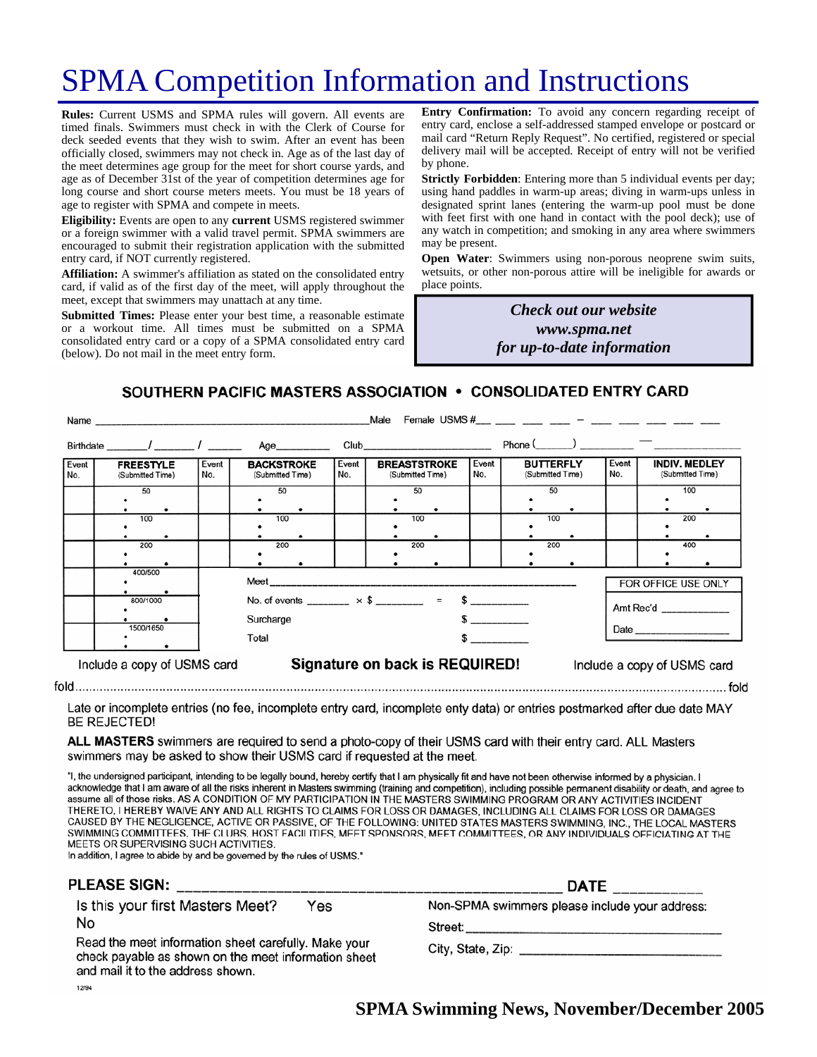# SPMA Competition Information and Instructions

**Rules:** Current USMS and SPMA rules will govern. All events are timed finals. Swimmers must check in with the Clerk of Course for deck seeded events that they wish to swim. After an event has been officially closed, swimmers may not check in. Age as of the last day of the meet determines age group for the meet for short course yards, and age as of December 31st of the year of competition determines age for long course and short course meters meets. You must be 18 years of age to register with SPMA and compete in meets.

**Eligibility:** Events are open to any **current** USMS registered swimmer or a foreign swimmer with a valid travel permit. SPMA swimmers are encouraged to submit their registration application with the submitted entry card, if NOT currently registered.

**Affiliation:** A swimmer's affiliation as stated on the consolidated entry card, if valid as of the first day of the meet, will apply throughout the meet, except that swimmers may unattach at any time.

**Submitted Times:** Please enter your best time, a reasonable estimate or a workout time. All times must be submitted on a SPMA consolidated entry card or a copy of a SPMA consolidated entry card (below). Do not mail in the meet entry form.

**Entry Confirmation:** To avoid any concern regarding receipt of entry card, enclose a self-addressed stamped envelope or postcard or mail card "Return Reply Request". No certified, registered or special delivery mail will be accepted. Receipt of entry will not be verified by phone.

**Strictly Forbidden**: Entering more than 5 individual events per day; using hand paddles in warm-up areas; diving in warm-ups unless in designated sprint lanes (entering the warm-up pool must be done with feet first with one hand in contact with the pool deck); use of any watch in competition; and smoking in any area where swimmers may be present.

**Open Water**: Swimmers using non-porous neoprene swim suits, wetsuits, or other non-porous attire will be ineligible for awards or place points.

*Check out our website*
*www.spma.net*
*for up-to-date information*

## SOUTHERN PACIFIC MASTERS ASSOCIATION • CONSOLIDATED ENTRY CARD

Name ______________________ Male Female USMS # ___ ___ ___ ___ – ___ ___ ___ ___ ___

Birthdate ____/____/____ Age______ Club__________________ Phone (____) ________ – ________

| Event No. | FREESTYLE (Submitted Time) | Event No. | BACKSTROKE (Submitted Time) | Event No. | BREASTSTROKE (Submitted Time) | Event No. | BUTTERFLY (Submitted Time) | Event No. | INDIV. MEDLEY (Submitted Time) |
|---|---|---|---|---|---|---|---|---|---|
| | 50 | | 50 | | 50 | | 50 | | 100 |
| | 100 | | 100 | | 100 | | 100 | | 200 |
| | 200 | | 200 | | 200 | | 200 | | 400 |
| | 400/500 | | | | | | | | |
| | 800/1000 | | | | | | | | |
| | 1500/1650 | | | | | | | | |

Meet ______________________________

No. of events ______ × $ ______ = $ ________

Surcharge $ ________

Total $ ________

FOR OFFICE USE ONLY

Amt Rec'd __________

Date __________

Include a copy of USMS card **Signature on back is REQUIRED!** Include a copy of USMS card

fold ........................................................................................................ fold

Late or incomplete entries (no fee, incomplete entry card, incomplete enty data) or entries postmarked after due date MAY BE REJECTED!

**ALL MASTERS** swimmers are required to send a photo-copy of their USMS card with their entry card. ALL Masters swimmers may be asked to show their USMS card if requested at the meet.

"I, the undersigned participant, intending to be legally bound, hereby certify that I am physically fit and have not been otherwise informed by a physician. I acknowledge that I am aware of all the risks inherent in Masters swimming (training and competition), including possible permanent disability or death, and agree to assume all of those risks. AS A CONDITION OF MY PARTICIPATION IN THE MASTERS SWIMMING PROGRAM OR ANY ACTIVITIES INCIDENT THERETO, I HEREBY WAIVE ANY AND ALL RIGHTS TO CLAIMS FOR LOSS OR DAMAGES, INCLUDING ALL CLAIMS FOR LOSS OR DAMAGES CAUSED BY THE NEGLIGENCE, ACTIVE OR PASSIVE, OF THE FOLLOWING: UNITED STATES MASTERS SWIMMING, INC., THE LOCAL MASTERS SWIMMING COMMITTEES, THE CLUBS, HOST FACILITIES, MEET SPONSORS, MEET COMMITTEES, OR ANY INDIVIDUALS OFFICIATING AT THE MEETS OR SUPERVISING SUCH ACTIVITIES.
In addition, I agree to abide by and be governed by the rules of USMS."

**PLEASE SIGN:** ______________________________ **DATE** __________

Is this your first Masters Meet? Yes No

Read the meet information sheet carefully. Make your check payable as shown on the meet information sheet and mail it to the address shown.

Non-SPMA swimmers please include your address:

Street: ______________________________

City, State, Zip: ______________________________

12/94

**SPMA Swimming News, November/December 2005**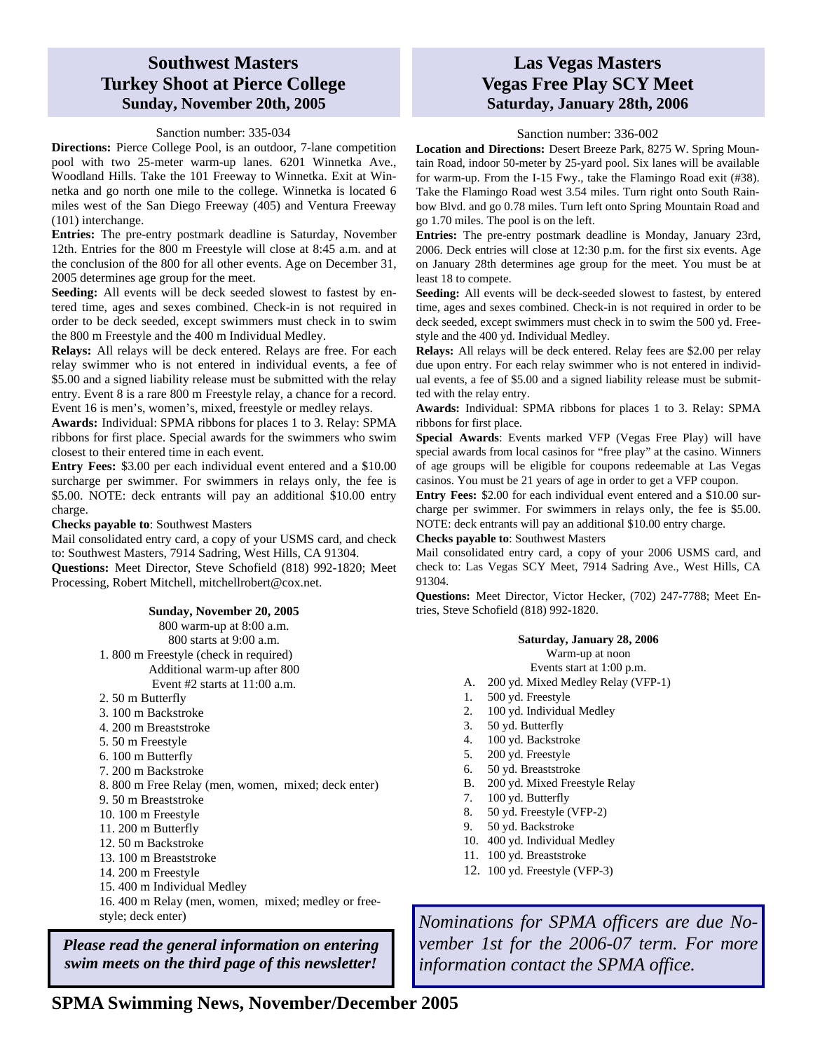## Southwest Masters Turkey Shoot at Pierce College

### Sunday, November 20th, 2005

Sanction number: 335-034

**Directions:** Pierce College Pool, is an outdoor, 7-lane competition pool with two 25-meter warm-up lanes. 6201 Winnetka Ave., Woodland Hills. Take the 101 Freeway to Winnetka. Exit at Winnetka and go north one mile to the college. Winnetka is located 6 miles west of the San Diego Freeway (405) and Ventura Freeway (101) interchange.

**Entries:** The pre-entry postmark deadline is Saturday, November 12th. Entries for the 800 m Freestyle will close at 8:45 a.m. and at the conclusion of the 800 for all other events. Age on December 31, 2005 determines age group for the meet.

**Seeding:** All events will be deck seeded slowest to fastest by entered time, ages and sexes combined. Check-in is not required in order to be deck seeded, except swimmers must check in to swim the 800 m Freestyle and the 400 m Individual Medley.

**Relays:** All relays will be deck entered. Relays are free. For each relay swimmer who is not entered in individual events, a fee of $5.00 and a signed liability release must be submitted with the relay entry. Event 8 is a rare 800 m Freestyle relay, a chance for a record. Event 16 is men's, women's, mixed, freestyle or medley relays.

**Awards:** Individual: SPMA ribbons for places 1 to 3. Relay: SPMA ribbons for first place. Special awards for the swimmers who swim closest to their entered time in each event.

**Entry Fees:** $3.00 per each individual event entered and a $10.00 surcharge per swimmer. For swimmers in relays only, the fee is $5.00. NOTE: deck entrants will pay an additional $10.00 entry charge.

**Checks payable to**: Southwest Masters

Mail consolidated entry card, a copy of your USMS card, and check to: Southwest Masters, 7914 Sadring, West Hills, CA 91304.

**Questions:** Meet Director, Steve Schofield (818) 992-1820; Meet Processing, Robert Mitchell, mitchellrobert@cox.net.

**Sunday, November 20, 2005**

800 warm-up at 8:00 a.m.
800 starts at 9:00 a.m.

1. 800 m Freestyle (check in required)
   Additional warm-up after 800
   Event #2 starts at 11:00 a.m.
2. 50 m Butterfly
3. 100 m Backstroke
4. 200 m Breaststroke
5. 50 m Freestyle
6. 100 m Butterfly
7. 200 m Backstroke
8. 800 m Free Relay (men, women, mixed; deck enter)
9. 50 m Breaststroke
10. 100 m Freestyle
11. 200 m Butterfly
12. 50 m Backstroke
13. 100 m Breaststroke
14. 200 m Freestyle
15. 400 m Individual Medley
16. 400 m Relay (men, women, mixed; medley or freestyle; deck enter)

***Please read the general information on entering swim meets on the third page of this newsletter!***

## Las Vegas Masters Vegas Free Play SCY Meet

### Saturday, January 28th, 2006

Sanction number: 336-002

**Location and Directions:** Desert Breeze Park, 8275 W. Spring Mountain Road, indoor 50-meter by 25-yard pool. Six lanes will be available for warm-up. From the I-15 Fwy., take the Flamingo Road exit (#38). Take the Flamingo Road west 3.54 miles. Turn right onto South Rainbow Blvd. and go 0.78 miles. Turn left onto Spring Mountain Road and go 1.70 miles. The pool is on the left.

**Entries:** The pre-entry postmark deadline is Monday, January 23rd, 2006. Deck entries will close at 12:30 p.m. for the first six events. Age on January 28th determines age group for the meet. You must be at least 18 to compete.

**Seeding:** All events will be deck-seeded slowest to fastest, by entered time, ages and sexes combined. Check-in is not required in order to be deck seeded, except swimmers must check in to swim the 500 yd. Freestyle and the 400 yd. Individual Medley.

**Relays:** All relays will be deck entered. Relay fees are $2.00 per relay due upon entry. For each relay swimmer who is not entered in individual events, a fee of $5.00 and a signed liability release must be submitted with the relay entry.

**Awards:** Individual: SPMA ribbons for places 1 to 3. Relay: SPMA ribbons for first place.

**Special Awards**: Events marked VFP (Vegas Free Play) will have special awards from local casinos for "free play" at the casino. Winners of age groups will be eligible for coupons redeemable at Las Vegas casinos. You must be 21 years of age in order to get a VFP coupon.

**Entry Fees:** $2.00 for each individual event entered and a $10.00 surcharge per swimmer. For swimmers in relays only, the fee is $5.00. NOTE: deck entrants will pay an additional $10.00 entry charge.

**Checks payable to**: Southwest Masters

Mail consolidated entry card, a copy of your 2006 USMS card, and check to: Las Vegas SCY Meet, 7914 Sadring Ave., West Hills, CA 91304.

**Questions:** Meet Director, Victor Hecker, (702) 247-7788; Meet Entries, Steve Schofield (818) 992-1820.

**Saturday, January 28, 2006**

Warm-up at noon
Events start at 1:00 p.m.

- A. 200 yd. Mixed Medley Relay (VFP-1)
- 1. 500 yd. Freestyle
- 2. 100 yd. Individual Medley
- 3. 50 yd. Butterfly
- 4. 100 yd. Backstroke
- 5. 200 yd. Freestyle
- 6. 50 yd. Breaststroke
- B. 200 yd. Mixed Freestyle Relay
- 7. 100 yd. Butterfly
- 8. 50 yd. Freestyle (VFP-2)
- 9. 50 yd. Backstroke
- 10. 400 yd. Individual Medley
- 11. 100 yd. Breaststroke
- 12. 100 yd. Freestyle (VFP-3)

*Nominations for SPMA officers are due November 1st for the 2006-07 term. For more information contact the SPMA office.*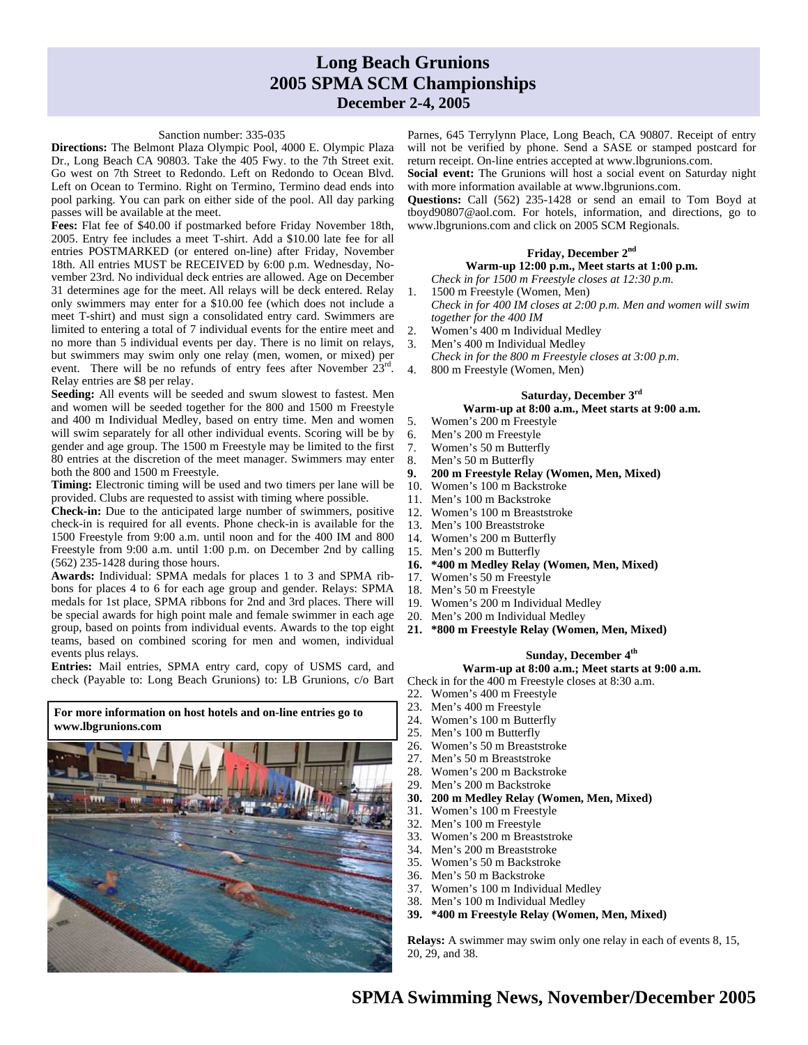# Long Beach Grunions
## 2005 SPMA SCM Championships
### December 2-4, 2005

Sanction number: 335-035

**Directions:** The Belmont Plaza Olympic Pool, 4000 E. Olympic Plaza Dr., Long Beach CA 90803. Take the 405 Fwy. to the 7th Street exit. Go west on 7th Street to Redondo. Left on Redondo to Ocean Blvd. Left on Ocean to Termino. Right on Termino, Termino dead ends into pool parking. You can park on either side of the pool. All day parking passes will be available at the meet.

**Fees:** Flat fee of $40.00 if postmarked before Friday November 18th, 2005. Entry fee includes a meet T-shirt. Add a $10.00 late fee for all entries POSTMARKED (or entered on-line) after Friday, November 18th. All entries MUST be RECEIVED by 6:00 p.m. Wednesday, November 23rd. No individual deck entries are allowed. Age on December 31 determines age for the meet. All relays will be deck entered. Relay only swimmers may enter for a $10.00 fee (which does not include a meet T-shirt) and must sign a consolidated entry card. Swimmers are limited to entering a total of 7 individual events for the entire meet and no more than 5 individual events per day. There is no limit on relays, but swimmers may swim only one relay (men, women, or mixed) per event. There will be no refunds of entry fees after November 23rd. Relay entries are $8 per relay.

**Seeding:** All events will be seeded and swum slowest to fastest. Men and women will be seeded together for the 800 and 1500 m Freestyle and 400 m Individual Medley, based on entry time. Men and women will swim separately for all other individual events. Scoring will be by gender and age group. The 1500 m Freestyle may be limited to the first 80 entries at the discretion of the meet manager. Swimmers may enter both the 800 and 1500 m Freestyle.

**Timing:** Electronic timing will be used and two timers per lane will be provided. Clubs are requested to assist with timing where possible.

**Check-in:** Due to the anticipated large number of swimmers, positive check-in is required for all events. Phone check-in is available for the 1500 Freestyle from 9:00 a.m. until noon and for the 400 IM and 800 Freestyle from 9:00 a.m. until 1:00 p.m. on December 2nd by calling (562) 235-1428 during those hours.

**Awards:** Individual: SPMA medals for places 1 to 3 and SPMA ribbons for places 4 to 6 for each age group and gender. Relays: SPMA medals for 1st place, SPMA ribbons for 2nd and 3rd places. There will be special awards for high point male and female swimmer in each age group, based on points from individual events. Awards to the top eight teams, based on combined scoring for men and women, individual events plus relays.

**Entries:** Mail entries, SPMA entry card, copy of USMS card, and check (Payable to: Long Beach Grunions) to: LB Grunions, c/o Bart Parnes, 645 Terrylynn Place, Long Beach, CA 90807. Receipt of entry will not be verified by phone. Send a SASE or stamped postcard for return receipt. On-line entries accepted at www.lbgrunions.com.

**Social event:** The Grunions will host a social event on Saturday night with more information available at www.lbgrunions.com.

**Questions:** Call (562) 235-1428 or send an email to Tom Boyd at tboyd90807@aol.com. For hotels, information, and directions, go to www.lbgrunions.com and click on 2005 SCM Regionals.

**For more information on host hotels and on-line entries go to www.lbgrunions.com**

#### Friday, December 2nd
**Warm-up 12:00 p.m., Meet starts at 1:00 p.m.**

*Check in for 1500 m Freestyle closes at 12:30 p.m.*

1. 1500 m Freestyle (Women, Men)

*Check in for 400 IM closes at 2:00 p.m. Men and women will swim together for the 400 IM*

2. Women's 400 m Individual Medley
3. Men's 400 m Individual Medley

*Check in for the 800 m Freestyle closes at 3:00 p.m.*

4. 800 m Freestyle (Women, Men)

#### Saturday, December 3rd
**Warm-up at 8:00 a.m., Meet starts at 9:00 a.m.**

5. Women's 200 m Freestyle
6. Men's 200 m Freestyle
7. Women's 50 m Butterfly
8. Men's 50 m Butterfly
9. **200 m Freestyle Relay (Women, Men, Mixed)**
10. Women's 100 m Backstroke
11. Men's 100 m Backstroke
12. Women's 100 m Breaststroke
13. Men's 100 Breaststroke
14. Women's 200 m Butterfly
15. Men's 200 m Butterfly
16. **\*400 m Medley Relay (Women, Men, Mixed)**
17. Women's 50 m Freestyle
18. Men's 50 m Freestyle
19. Women's 200 m Individual Medley
20. Men's 200 m Individual Medley
21. **\*800 m Freestyle Relay (Women, Men, Mixed)**

#### Sunday, December 4th
**Warm-up at 8:00 a.m.; Meet starts at 9:00 a.m.**

Check in for the 400 m Freestyle closes at 8:30 a.m.

22. Women's 400 m Freestyle
23. Men's 400 m Freestyle
24. Women's 100 m Butterfly
25. Men's 100 m Butterfly
26. Women's 50 m Breaststroke
27. Men's 50 m Breaststroke
28. Women's 200 m Backstroke
29. Men's 200 m Backstroke
30. **200 m Medley Relay (Women, Men, Mixed)**
31. Women's 100 m Freestyle
32. Men's 100 m Freestyle
33. Women's 200 m Breaststroke
34. Men's 200 m Breaststroke
35. Women's 50 m Backstroke
36. Men's 50 m Backstroke
37. Women's 100 m Individual Medley
38. Men's 100 m Individual Medley
39. **\*400 m Freestyle Relay (Women, Men, Mixed)**

**Relays:** A swimmer may swim only one relay in each of events 8, 15, 20, 29, and 38.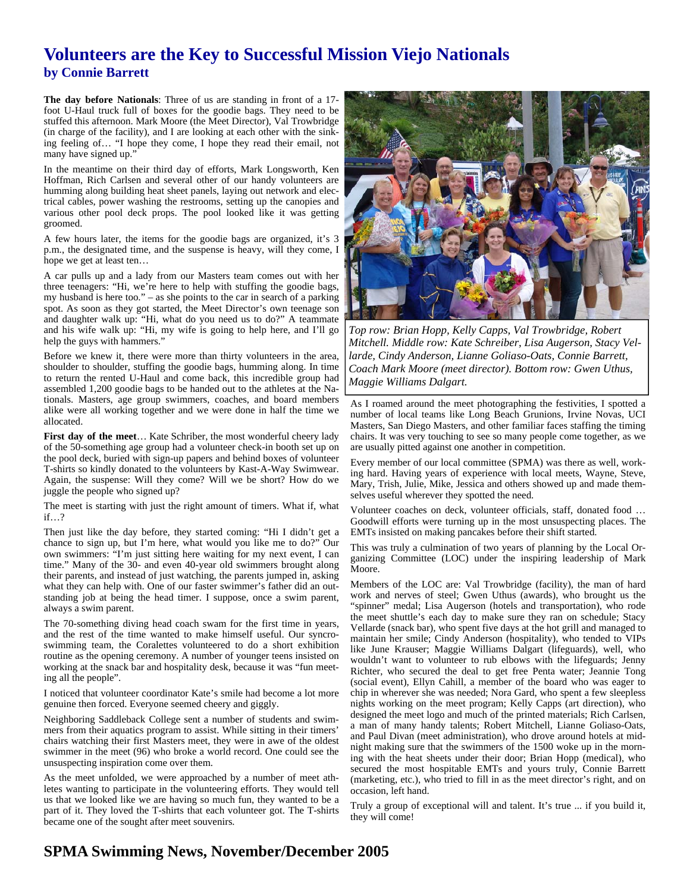# Volunteers are the Key to Successful Mission Viejo Nationals
**by Connie Barrett**

**The day before Nationals**: Three of us are standing in front of a 17-foot U-Haul truck full of boxes for the goodie bags. They need to be stuffed this afternoon. Mark Moore (the Meet Director), Val Trowbridge (in charge of the facility), and I are looking at each other with the sinking feeling of… "I hope they come, I hope they read their email, not many have signed up."

In the meantime on their third day of efforts, Mark Longsworth, Ken Hoffman, Rich Carlsen and several other of our handy volunteers are humming along building heat sheet panels, laying out network and electrical cables, power washing the restrooms, setting up the canopies and various other pool deck props. The pool looked like it was getting groomed.

A few hours later, the items for the goodie bags are organized, it's 3 p.m., the designated time, and the suspense is heavy, will they come, I hope we get at least ten…

A car pulls up and a lady from our Masters team comes out with her three teenagers: "Hi, we're here to help with stuffing the goodie bags, my husband is here too." – as she points to the car in search of a parking spot. As soon as they got started, the Meet Director's own teenage son and daughter walk up: "Hi, what do you need us to do?" A teammate and his wife walk up: "Hi, my wife is going to help here, and I'll go help the guys with hammers."

Before we knew it, there were more than thirty volunteers in the area, shoulder to shoulder, stuffing the goodie bags, humming along. In time to return the rented U-Haul and come back, this incredible group had assembled 1,200 goodie bags to be handed out to the athletes at the Nationals. Masters, age group swimmers, coaches, and board members alike were all working together and we were done in half the time we allocated.

**First day of the meet**… Kate Schriber, the most wonderful cheery lady of the 50-something age group had a volunteer check-in booth set up on the pool deck, buried with sign-up papers and behind boxes of volunteer T-shirts so kindly donated to the volunteers by Kast-A-Way Swimwear. Again, the suspense: Will they come? Will we be short? How do we juggle the people who signed up?

The meet is starting with just the right amount of timers. What if, what if…?

Then just like the day before, they started coming: "Hi I didn't get a chance to sign up, but I'm here, what would you like me to do?" Our own swimmers: "I'm just sitting here waiting for my next event, I can time." Many of the 30- and even 40-year old swimmers brought along their parents, and instead of just watching, the parents jumped in, asking what they can help with. One of our faster swimmer's father did an outstanding job at being the head timer. I suppose, once a swim parent, always a swim parent.

The 70-something diving head coach swam for the first time in years, and the rest of the time wanted to make himself useful. Our syncro-swimming team, the Coralettes volunteered to do a short exhibition routine as the opening ceremony. A number of younger teens insisted on working at the snack bar and hospitality desk, because it was "fun meeting all the people".

I noticed that volunteer coordinator Kate's smile had become a lot more genuine then forced. Everyone seemed cheery and giggly.

Neighboring Saddleback College sent a number of students and swimmers from their aquatics program to assist. While sitting in their timers' chairs watching their first Masters meet, they were in awe of the oldest swimmer in the meet (96) who broke a world record. One could see the unsuspecting inspiration come over them.

As the meet unfolded, we were approached by a number of meet athletes wanting to participate in the volunteering efforts. They would tell us that we looked like we are having so much fun, they wanted to be a part of it. They loved the T-shirts that each volunteer got. The T-shirts became one of the sought after meet souvenirs.

*Top row: Brian Hopp, Kelly Capps, Val Trowbridge, Robert Mitchell. Middle row: Kate Schreiber, Lisa Augerson, Stacy Vellarde, Cindy Anderson, Lianne Goliaso-Oats, Connie Barrett, Coach Mark Moore (meet director). Bottom row: Gwen Uthus, Maggie Williams Dalgart.*

As I roamed around the meet photographing the festivities, I spotted a number of local teams like Long Beach Grunions, Irvine Novas, UCI Masters, San Diego Masters, and other familiar faces staffing the timing chairs. It was very touching to see so many people come together, as we are usually pitted against one another in competition.

Every member of our local committee (SPMA) was there as well, working hard. Having years of experience with local meets, Wayne, Steve, Mary, Trish, Julie, Mike, Jessica and others showed up and made themselves useful wherever they spotted the need.

Volunteer coaches on deck, volunteer officials, staff, donated food … Goodwill efforts were turning up in the most unsuspecting places. The EMTs insisted on making pancakes before their shift started.

This was truly a culmination of two years of planning by the Local Organizing Committee (LOC) under the inspiring leadership of Mark Moore.

Members of the LOC are: Val Trowbridge (facility), the man of hard work and nerves of steel; Gwen Uthus (awards), who brought us the "spinner" medal; Lisa Augerson (hotels and transportation), who rode the meet shuttle's each day to make sure they ran on schedule; Stacy Vellarde (snack bar), who spent five days at the hot grill and managed to maintain her smile; Cindy Anderson (hospitality), who tended to VIPs like June Krauser; Maggie Williams Dalgart (lifeguards), well, who wouldn't want to volunteer to rub elbows with the lifeguards; Jenny Richter, who secured the deal to get free Penta water; Jeannie Tong (social event), Ellyn Cahill, a member of the board who was eager to chip in wherever she was needed; Nora Gard, who spent a few sleepless nights working on the meet program; Kelly Capps (art direction), who designed the meet logo and much of the printed materials; Rich Carlsen, a man of many handy talents; Robert Mitchell, Lianne Goliaso-Oats, and Paul Divan (meet administration), who drove around hotels at midnight making sure that the swimmers of the 1500 woke up in the morning with the heat sheets under their door; Brian Hopp (medical), who secured the most hospitable EMTs and yours truly, Connie Barrett (marketing, etc.), who tried to fill in as the meet director's right, and on occasion, left hand.

Truly a group of exceptional will and talent. It's true ... if you build it, they will come!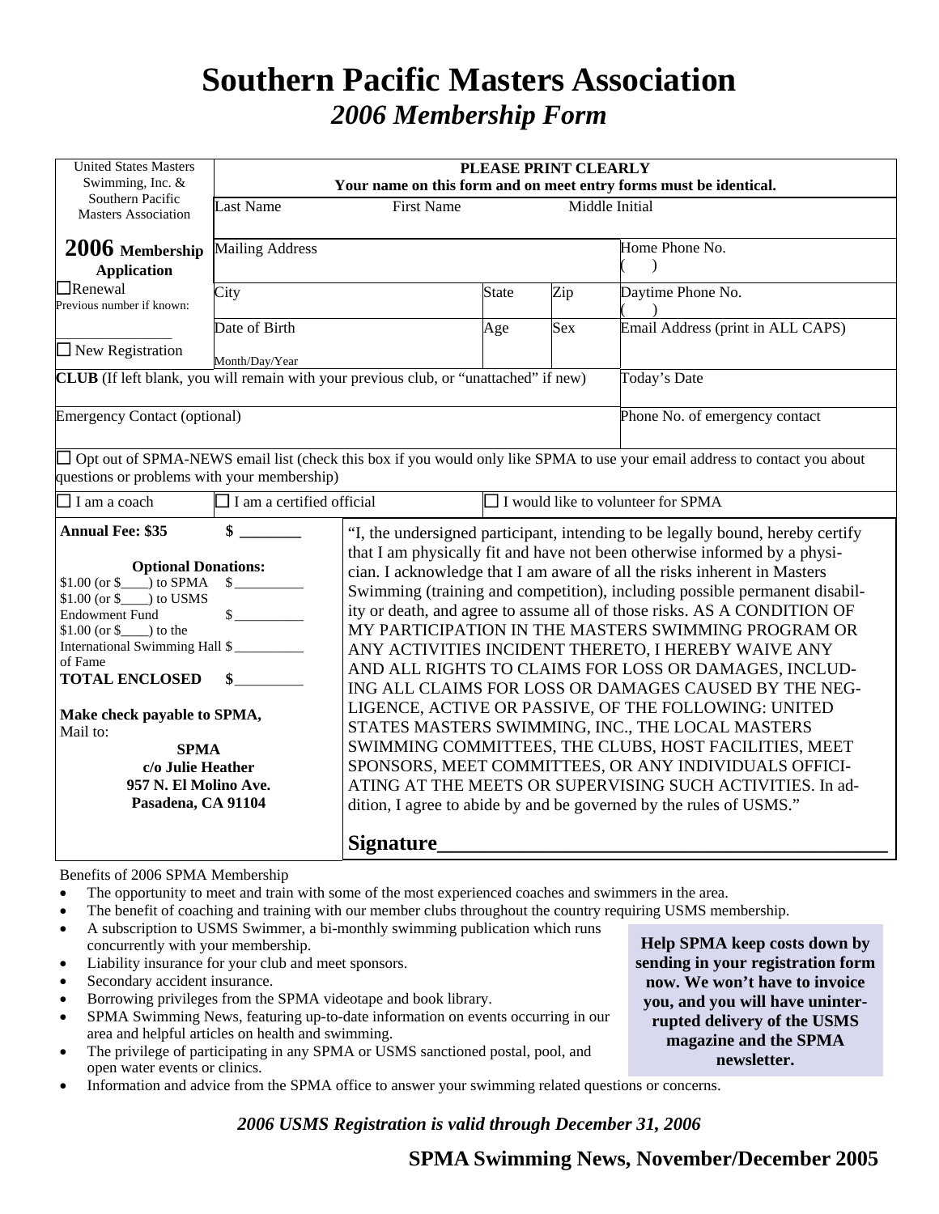# Southern Pacific Masters Association

## *2006 Membership Form*

| United States Masters Swimming, Inc. & Southern Pacific Masters Association | **PLEASE PRINT CLEARLY** **Your name on this form and on meet entry forms must be identical.** | | | |
|---|---|---|---|---|
| **2006 Membership Application** | Last Name &nbsp;&nbsp; First Name &nbsp;&nbsp; Middle Initial | | | |
| ☐ Renewal Previous number if known: ________________ | Mailing Address | | | Home Phone No. ( ) |
| | City | State | Zip | Daytime Phone No. ( ) |
| ☐ New Registration | Date of Birth Month/Day/Year | Age | Sex | Email Address (print in ALL CAPS) |
| **CLUB** (If left blank, you will remain with your previous club, or "unattached" if new) | | | | Today's Date |
| Emergency Contact (optional) | | | | Phone No. of emergency contact |

☐ Opt out of SPMA-NEWS email list (check this box if you would only like SPMA to use your email address to contact you about questions or problems with your membership)

☐ I am a coach &nbsp;&nbsp; ☐ I am a certified official &nbsp;&nbsp; ☐ I would like to volunteer for SPMA

**Annual Fee: $35** &nbsp;&nbsp; **$ _______**

**Optional Donations:**

$1.00 (or $____) to SPMA $__________

$1.00 (or $____) to USMS Endowment Fund $__________

$1.00 (or $____) to the International Swimming Hall of Fame $__________

**TOTAL ENCLOSED** &nbsp;&nbsp; **$_________**

**Make check payable to SPMA,**
Mail to:

**SPMA**
**c/o Julie Heather**
**957 N. El Molino Ave.**
**Pasadena, CA 91104**

"I, the undersigned participant, intending to be legally bound, hereby certify that I am physically fit and have not been otherwise informed by a physician. I acknowledge that I am aware of all the risks inherent in Masters Swimming (training and competition), including possible permanent disability or death, and agree to assume all of those risks. AS A CONDITION OF MY PARTICIPATION IN THE MASTERS SWIMMING PROGRAM OR ANY ACTIVITIES INCIDENT THERETO, I HEREBY WAIVE ANY AND ALL RIGHTS TO CLAIMS FOR LOSS OR DAMAGES, INCLUDING ALL CLAIMS FOR LOSS OR DAMAGES CAUSED BY THE NEGLIGENCE, ACTIVE OR PASSIVE, OF THE FOLLOWING: UNITED STATES MASTERS SWIMMING, INC., THE LOCAL MASTERS SWIMMING COMMITTEES, THE CLUBS, HOST FACILITIES, MEET SPONSORS, MEET COMMITTEES, OR ANY INDIVIDUALS OFFICIATING AT THE MEETS OR SUPERVISING SUCH ACTIVITIES. In addition, I agree to abide by and be governed by the rules of USMS."

**Signature__________________________________________**

Benefits of 2006 SPMA Membership

- The opportunity to meet and train with some of the most experienced coaches and swimmers in the area.
- The benefit of coaching and training with our member clubs throughout the country requiring USMS membership.
- A subscription to USMS Swimmer, a bi-monthly swimming publication which runs concurrently with your membership.
- Liability insurance for your club and meet sponsors.
- Secondary accident insurance.
- Borrowing privileges from the SPMA videotape and book library.
- SPMA Swimming News, featuring up-to-date information on events occurring in our area and helpful articles on health and swimming.
- The privilege of participating in any SPMA or USMS sanctioned postal, pool, and open water events or clinics.
- Information and advice from the SPMA office to answer your swimming related questions or concerns.

**Help SPMA keep costs down by sending in your registration form now. We won't have to invoice you, and you will have uninterrupted delivery of the USMS magazine and the SPMA newsletter.**

***2006 USMS Registration is valid through December 31, 2006***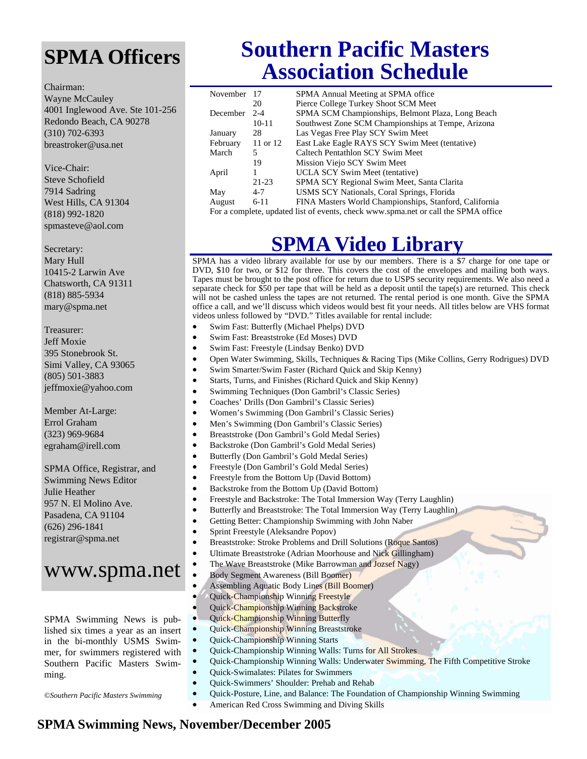# SPMA Officers

Chairman:
Wayne McCauley
4001 Inglewood Ave. Ste 101-256
Redondo Beach, CA 90278
(310) 702-6393
breastroker@usa.net

Vice-Chair:
Steve Schofield
7914 Sadring
West Hills, CA 91304
(818) 992-1820
spmasteve@aol.com

Secretary:
Mary Hull
10415-2 Larwin Ave
Chatsworth, CA 91311
(818) 885-5934
mary@spma.net

Treasurer:
Jeff Moxie
395 Stonebrook St.
Simi Valley, CA 93065
(805) 501-3883
jeffmoxie@yahoo.com

Member At-Large:
Errol Graham
(323) 969-9684
egraham@irell.com

SPMA Office, Registrar, and Swimming News Editor
Julie Heather
957 N. El Molino Ave.
Pasadena, CA 91104
(626) 296-1841
registrar@spma.net

# www.spma.net

SPMA Swimming News is published six times a year as an insert in the bi-monthly USMS Swimmer, for swimmers registered with Southern Pacific Masters Swimming.

*©Southern Pacific Masters Swimming*

# Southern Pacific Masters Association Schedule

| | | |
|---|---|---|
| November | 17 | SPMA Annual Meeting at SPMA office |
| | 20 | Pierce College Turkey Shoot SCM Meet |
| December | 2-4 | SPMA SCM Championships, Belmont Plaza, Long Beach |
| | 10-11 | Southwest Zone SCM Championships at Tempe, Arizona |
| January | 28 | Las Vegas Free Play SCY Swim Meet |
| February | 11 or 12 | East Lake Eagle RAYS SCY Swim Meet (tentative) |
| March | 5 | Caltech Pentathlon SCY Swim Meet |
| | 19 | Mission Viejo SCY Swim Meet |
| April | 1 | UCLA SCY Swim Meet (tentative) |
| | 21-23 | SPMA SCY Regional Swim Meet, Santa Clarita |
| May | 4-7 | USMS SCY Nationals, Coral Springs, Florida |
| August | 6-11 | FINA Masters World Championships, Stanford, California |

For a complete, updated list of events, check www.spma.net or call the SPMA office

# SPMA Video Library

SPMA has a video library available for use by our members. There is a $7 charge for one tape or DVD, $10 for two, or $12 for three. This covers the cost of the envelopes and mailing both ways. Tapes must be brought to the post office for return due to USPS security requirements. We also need a separate check for $50 per tape that will be held as a deposit until the tape(s) are returned. This check will not be cashed unless the tapes are not returned. The rental period is one month. Give the SPMA office a call, and we'll discuss which videos would best fit your needs. All titles below are VHS format videos unless followed by "DVD." Titles available for rental include:

- Swim Fast: Butterfly (Michael Phelps) DVD
- Swim Fast: Breaststroke (Ed Moses) DVD
- Swim Fast: Freestyle (Lindsay Benko) DVD
- Open Water Swimming, Skills, Techniques & Racing Tips (Mike Collins, Gerry Rodrigues) DVD
- Swim Smarter/Swim Faster (Richard Quick and Skip Kenny)
- Starts, Turns, and Finishes (Richard Quick and Skip Kenny)
- Swimming Techniques (Don Gambril's Classic Series)
- Coaches' Drills (Don Gambril's Classic Series)
- Women's Swimming (Don Gambril's Classic Series)
- Men's Swimming (Don Gambril's Classic Series)
- Breaststroke (Don Gambril's Gold Medal Series)
- Backstroke (Don Gambril's Gold Medal Series)
- Butterfly (Don Gambril's Gold Medal Series)
- Freestyle (Don Gambril's Gold Medal Series)
- Freestyle from the Bottom Up (David Bottom)
- Backstroke from the Bottom Up (David Bottom)
- Freestyle and Backstroke: The Total Immersion Way (Terry Laughlin)
- Butterfly and Breaststroke: The Total Immersion Way (Terry Laughlin)
- Getting Better: Championship Swimming with John Naber
- Sprint Freestyle (Aleksandre Popov)
- Breaststroke: Stroke Problems and Drill Solutions (Roque Santos)
- Ultimate Breaststroke (Adrian Moorhouse and Nick Gillingham)
- The Wave Breaststroke (Mike Barrowman and Jozsef Nagy)
- Body Segment Awareness (Bill Boomer)
- Assembling Aquatic Body Lines (Bill Boomer)
- Quick-Championship Winning Freestyle
- Quick-Championship Winning Backstroke
- Quick-Championship Winning Butterfly
- Quick-Championship Winning Breaststroke
- Quick-Championship Winning Starts
- Quick-Championship Winning Walls: Turns for All Strokes
- Quick-Championship Winning Walls: Underwater Swimming, The Fifth Competitive Stroke
- Quick-Swimalates: Pilates for Swimmers
- Quick-Swimmers' Shoulder: Prehab and Rehab
- Quick-Posture, Line, and Balance: The Foundation of Championship Winning Swimming
- American Red Cross Swimming and Diving Skills

**SPMA Swimming News, November/December 2005**